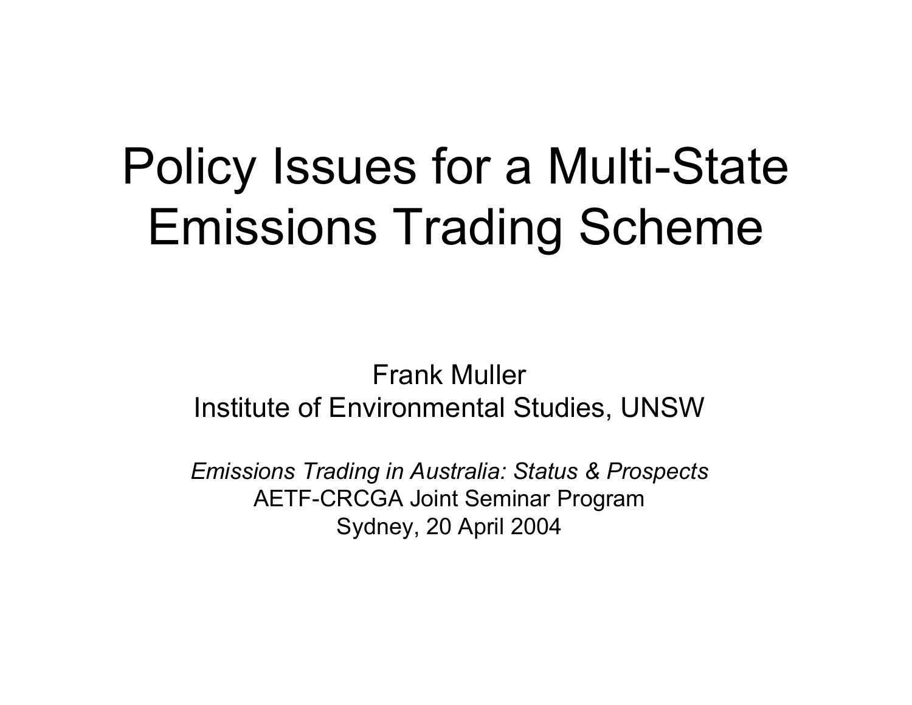# Policy Issues for a Multi-State Emissions Trading Scheme

Frank Muller
Institute of Environmental Studies, UNSW

*Emissions Trading in Australia: Status & Prospects*
AETF-CRCGA Joint Seminar Program
Sydney, 20 April 2004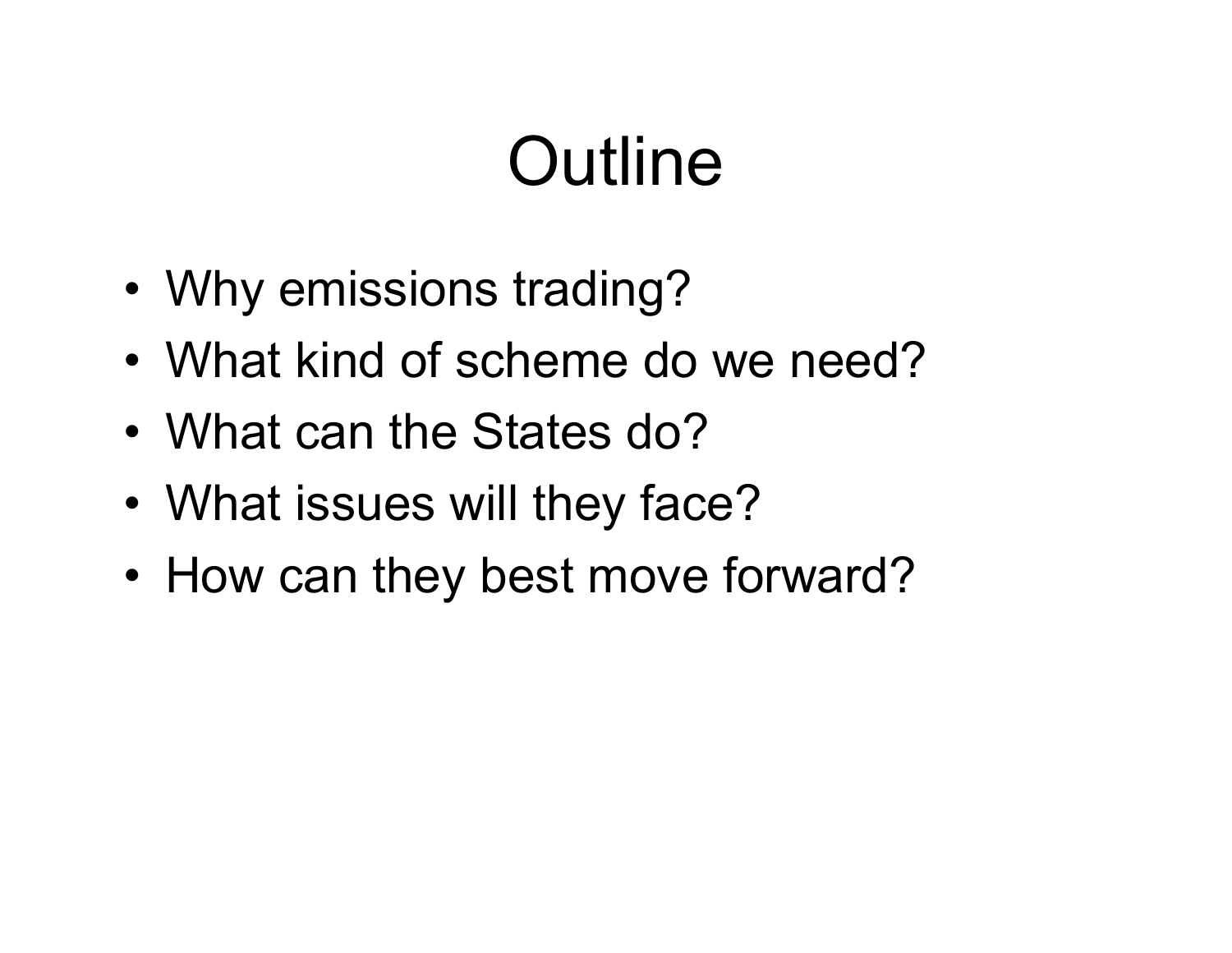# Outline

- Why emissions trading?
- What kind of scheme do we need?
- What can the States do?
- What issues will they face?
- How can they best move forward?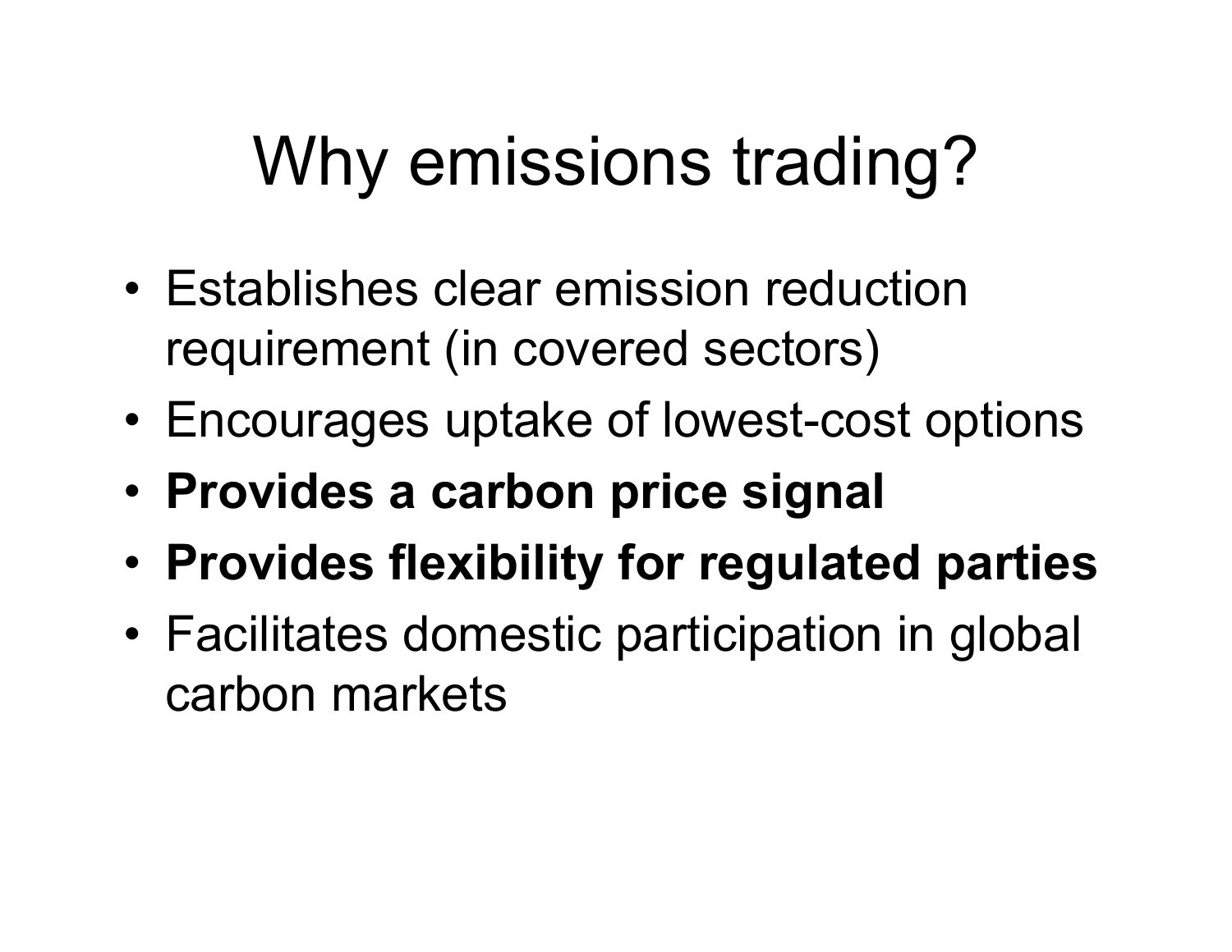# Why emissions trading?

- Establishes clear emission reduction requirement (in covered sectors)
- Encourages uptake of lowest-cost options
- **Provides a carbon price signal**
- **Provides flexibility for regulated parties**
- Facilitates domestic participation in global carbon markets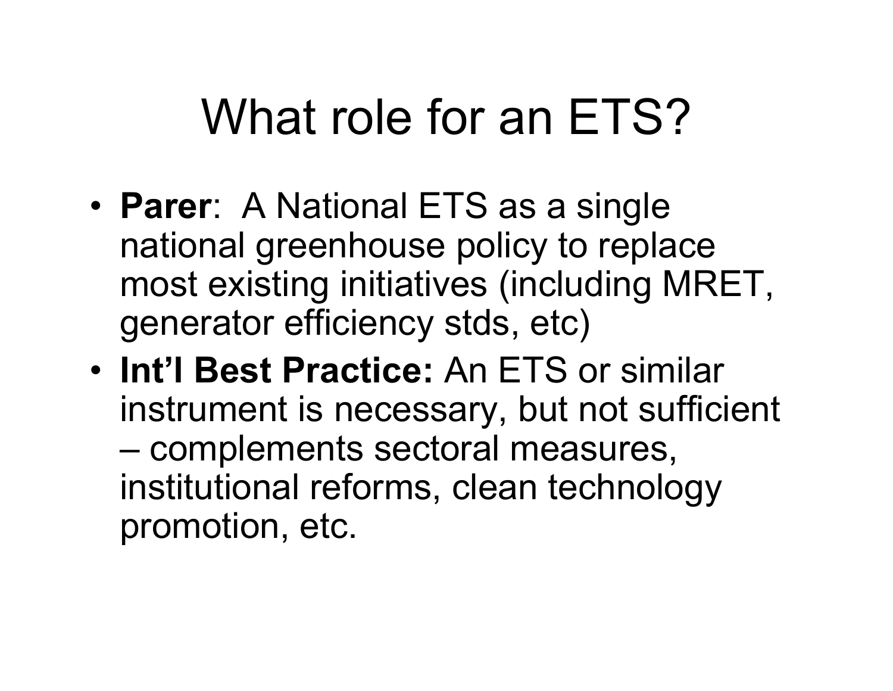# What role for an ETS?

- **Parer**: A National ETS as a single national greenhouse policy to replace most existing initiatives (including MRET, generator efficiency stds, etc)
- **Int'l Best Practice:** An ETS or similar instrument is necessary, but not sufficient – complements sectoral measures, institutional reforms, clean technology promotion, etc.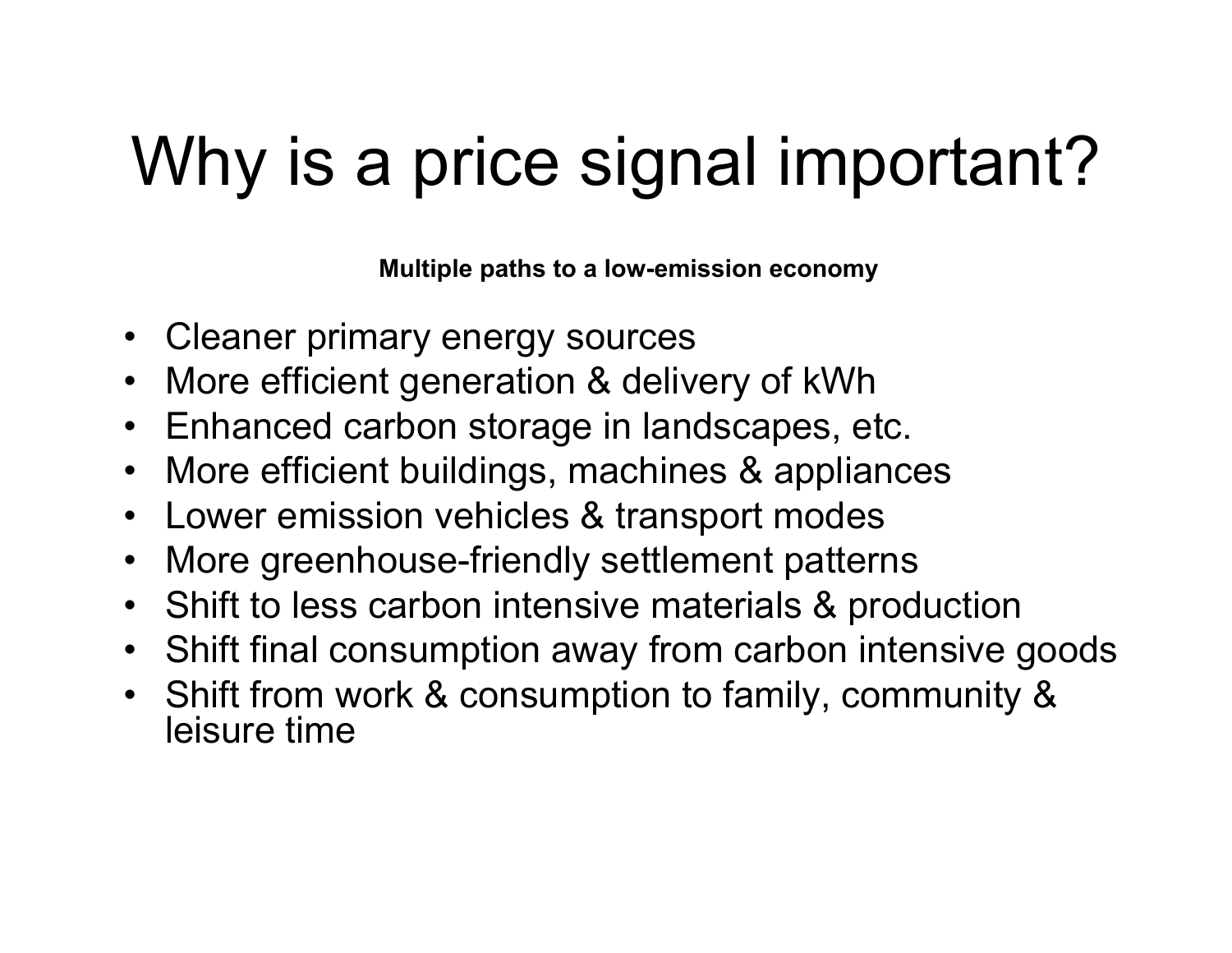# Why is a price signal important?

**Multiple paths to a low-emission economy**

- Cleaner primary energy sources
- More efficient generation & delivery of kWh
- Enhanced carbon storage in landscapes, etc.
- More efficient buildings, machines & appliances
- Lower emission vehicles & transport modes
- More greenhouse-friendly settlement patterns
- Shift to less carbon intensive materials & production
- Shift final consumption away from carbon intensive goods
- Shift from work & consumption to family, community & leisure time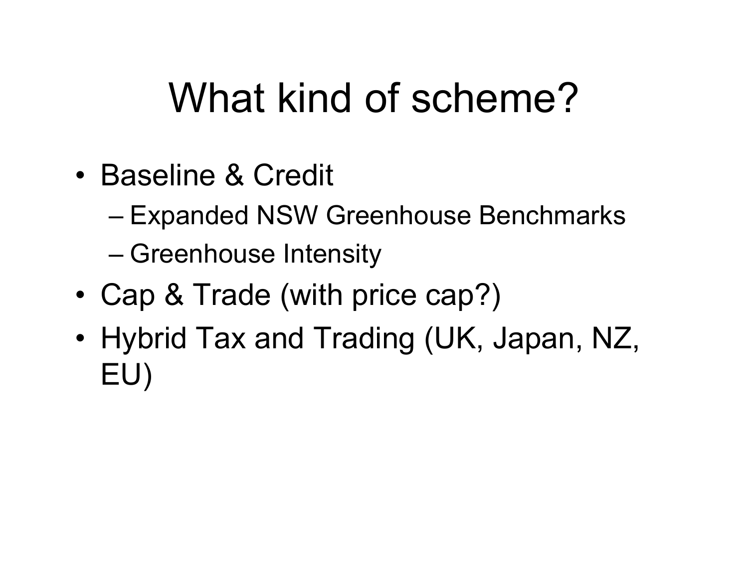# What kind of scheme?

- Baseline & Credit
  - Expanded NSW Greenhouse Benchmarks
  - Greenhouse Intensity
- Cap & Trade (with price cap?)
- Hybrid Tax and Trading (UK, Japan, NZ, EU)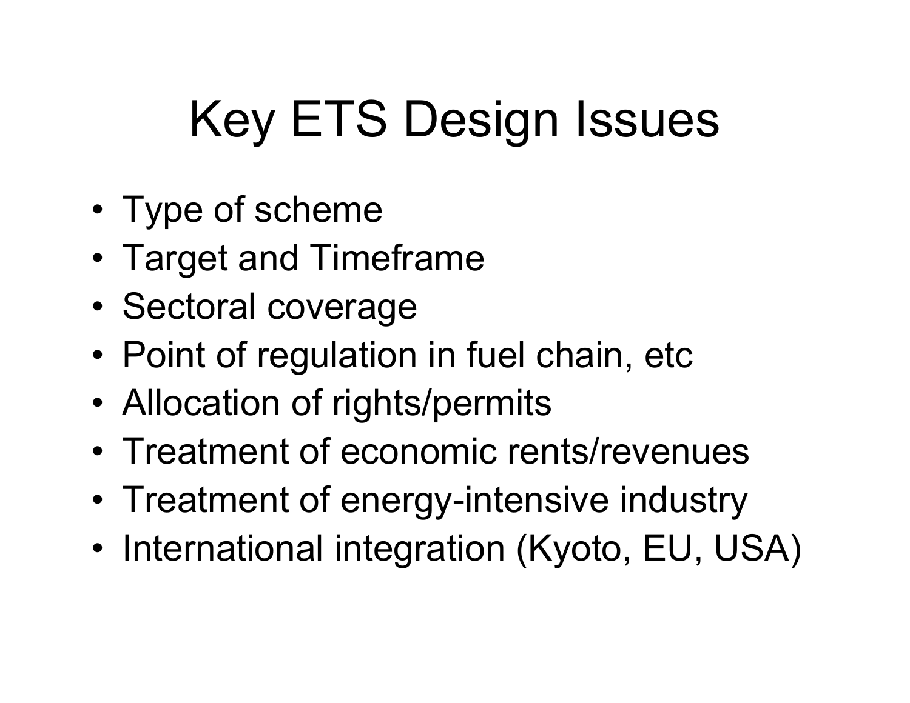# Key ETS Design Issues

- Type of scheme
- Target and Timeframe
- Sectoral coverage
- Point of regulation in fuel chain, etc
- Allocation of rights/permits
- Treatment of economic rents/revenues
- Treatment of energy-intensive industry
- International integration (Kyoto, EU, USA)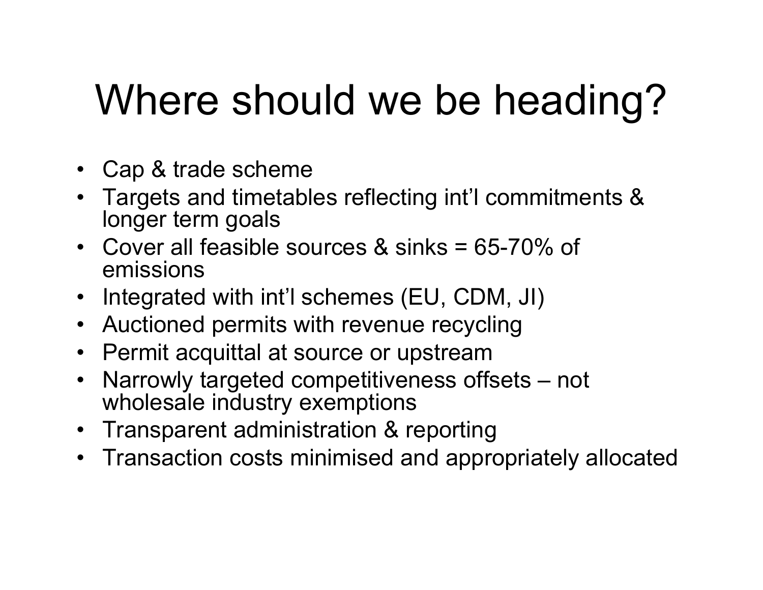# Where should we be heading?

- Cap & trade scheme
- Targets and timetables reflecting int'l commitments & longer term goals
- Cover all feasible sources & sinks = 65-70% of emissions
- Integrated with int'l schemes (EU, CDM, JI)
- Auctioned permits with revenue recycling
- Permit acquittal at source or upstream
- Narrowly targeted competitiveness offsets – not wholesale industry exemptions
- Transparent administration & reporting
- Transaction costs minimised and appropriately allocated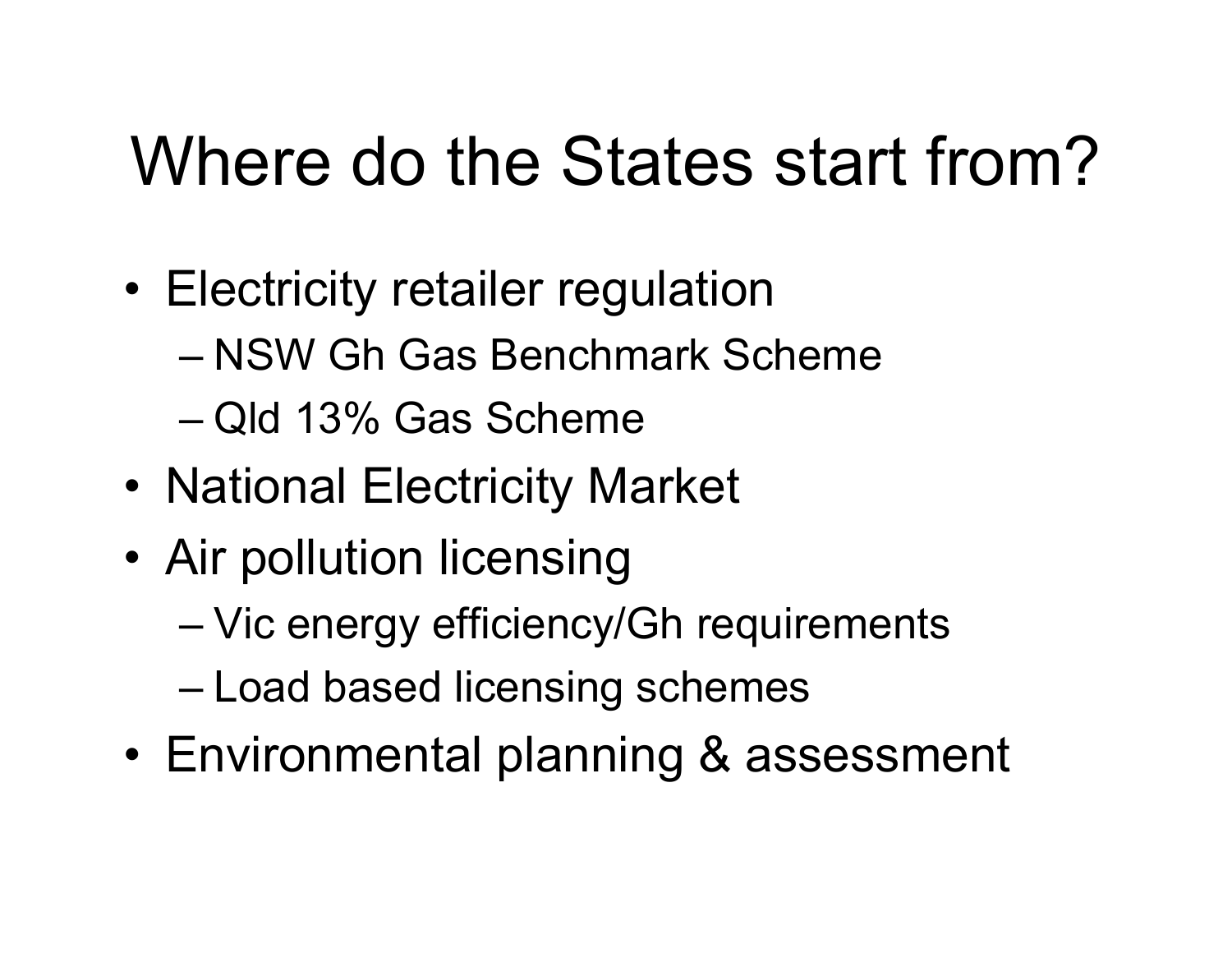# Where do the States start from?

- Electricity retailer regulation
  - NSW Gh Gas Benchmark Scheme
  - Qld 13% Gas Scheme
- National Electricity Market
- Air pollution licensing
  - Vic energy efficiency/Gh requirements
  - Load based licensing schemes
- Environmental planning & assessment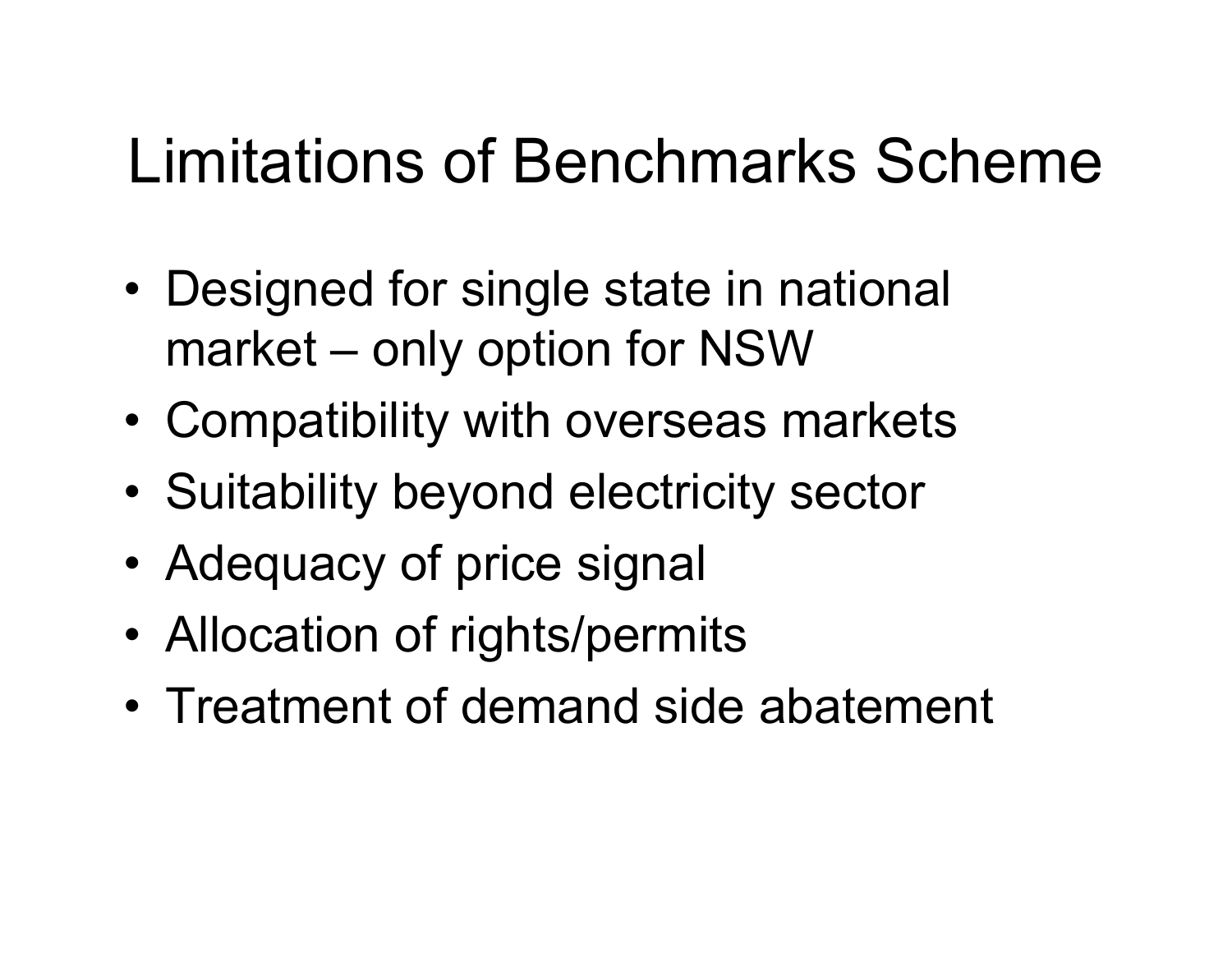# Limitations of Benchmarks Scheme

- Designed for single state in national market – only option for NSW
- Compatibility with overseas markets
- Suitability beyond electricity sector
- Adequacy of price signal
- Allocation of rights/permits
- Treatment of demand side abatement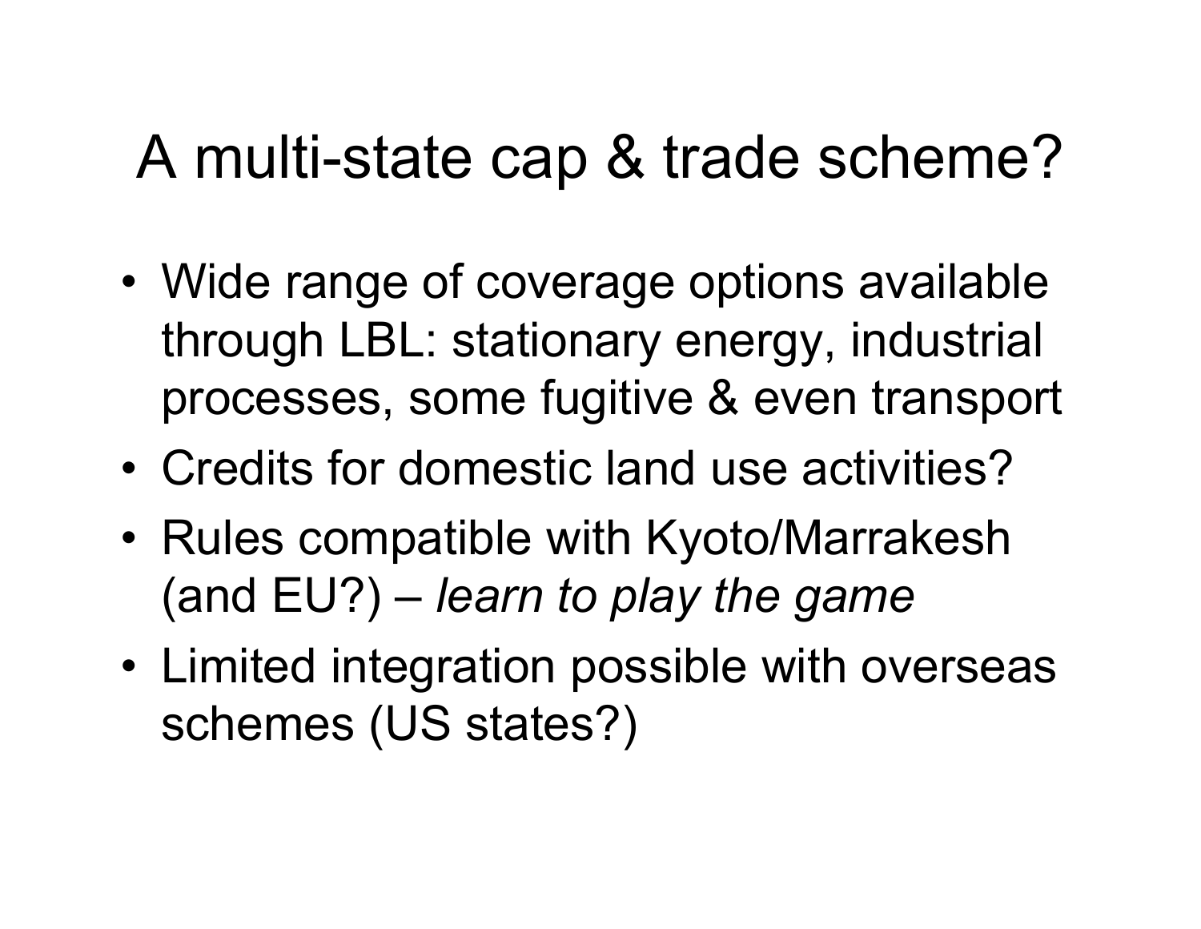# A multi-state cap & trade scheme?

- Wide range of coverage options available through LBL: stationary energy, industrial processes, some fugitive & even transport
- Credits for domestic land use activities?
- Rules compatible with Kyoto/Marrakesh (and EU?) – *learn to play the game*
- Limited integration possible with overseas schemes (US states?)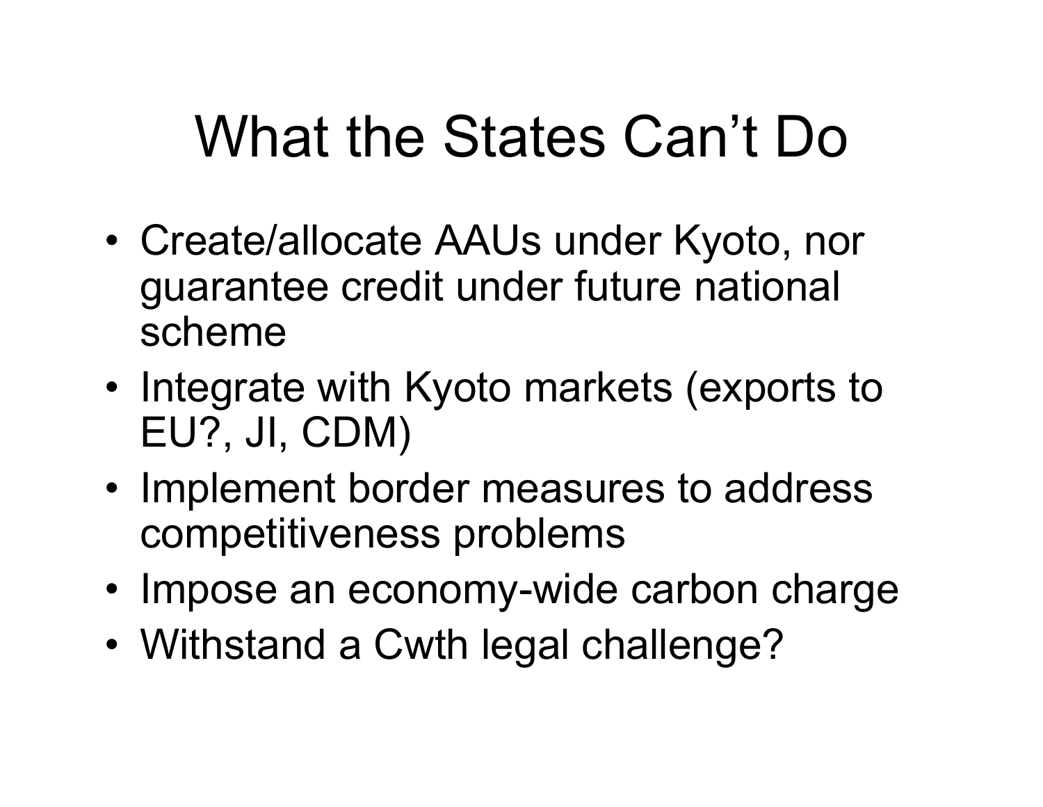# What the States Can't Do

- Create/allocate AAUs under Kyoto, nor guarantee credit under future national scheme
- Integrate with Kyoto markets (exports to EU?, JI, CDM)
- Implement border measures to address competitiveness problems
- Impose an economy-wide carbon charge
- Withstand a Cwth legal challenge?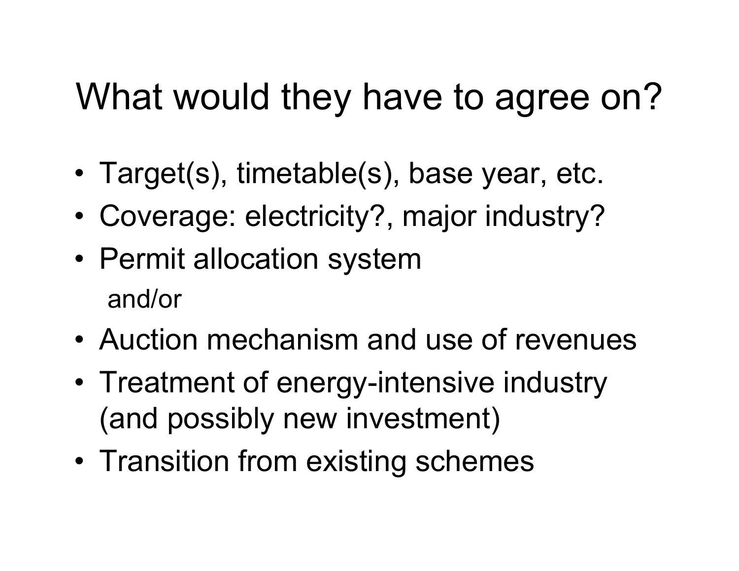# What would they have to agree on?

- Target(s), timetable(s), base year, etc.
- Coverage: electricity?, major industry?
- Permit allocation system

  and/or
- Auction mechanism and use of revenues
- Treatment of energy-intensive industry (and possibly new investment)
- Transition from existing schemes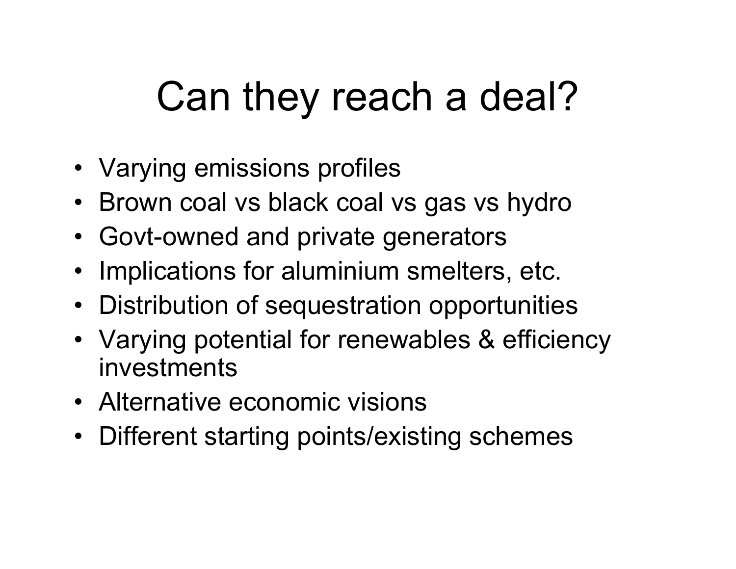# Can they reach a deal?

- Varying emissions profiles
- Brown coal vs black coal vs gas vs hydro
- Govt-owned and private generators
- Implications for aluminium smelters, etc.
- Distribution of sequestration opportunities
- Varying potential for renewables & efficiency investments
- Alternative economic visions
- Different starting points/existing schemes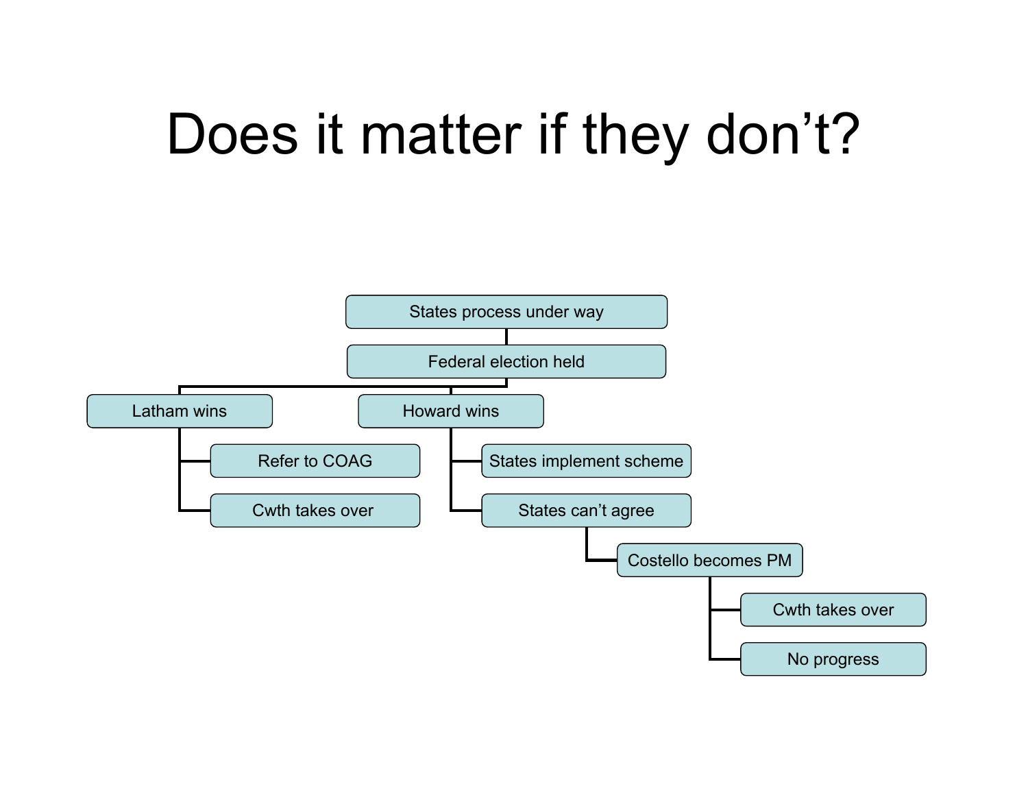# Does it matter if they don't?

- States process under way
  - Federal election held
    - Latham wins
      - Refer to COAG
      - Cwth takes over
    - Howard wins
      - States implement scheme
      - States can't agree
        - Costello becomes PM
          - Cwth takes over
          - No progress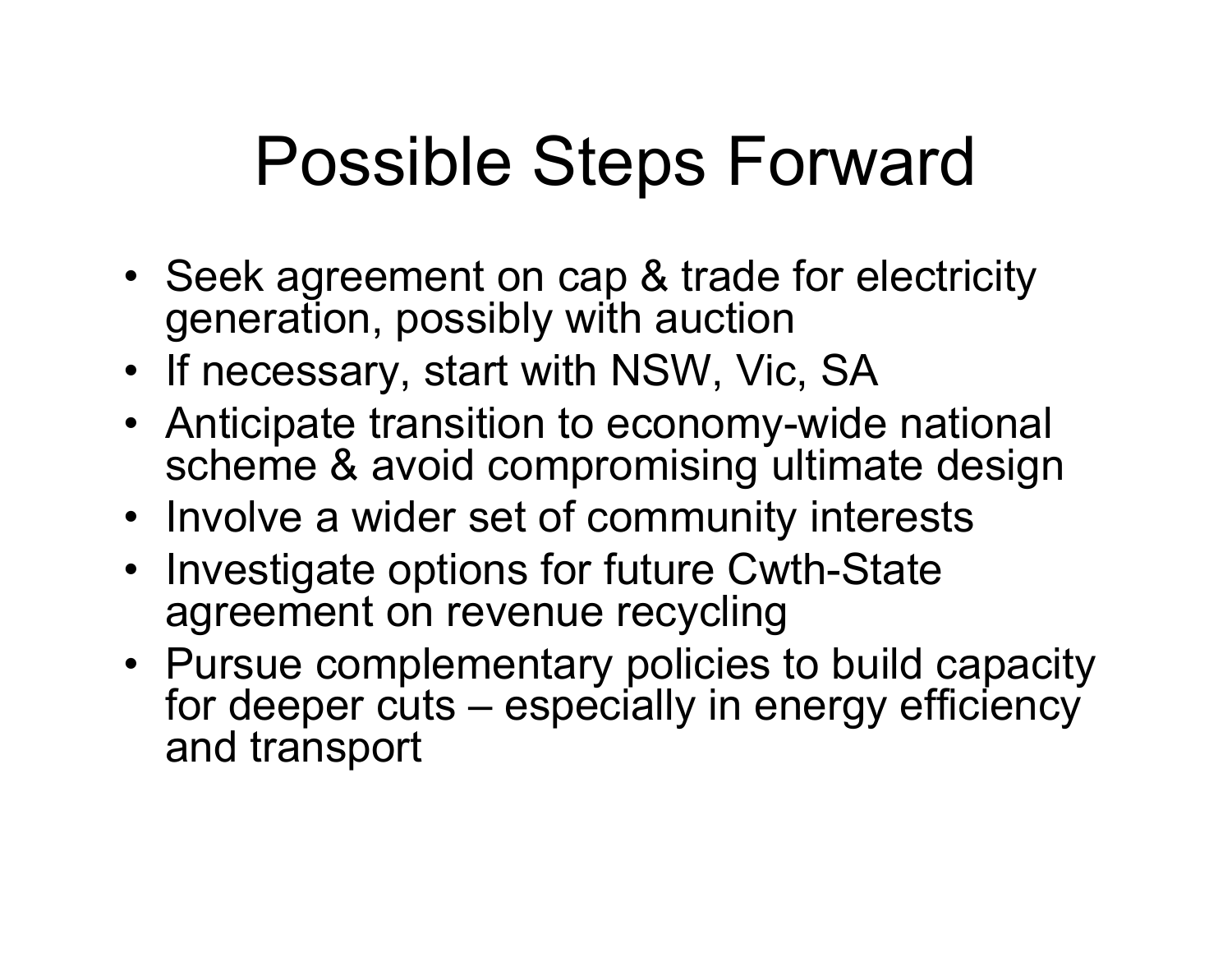# Possible Steps Forward

- Seek agreement on cap & trade for electricity generation, possibly with auction
- If necessary, start with NSW, Vic, SA
- Anticipate transition to economy-wide national scheme & avoid compromising ultimate design
- Involve a wider set of community interests
- Investigate options for future Cwth-State agreement on revenue recycling
- Pursue complementary policies to build capacity for deeper cuts – especially in energy efficiency and transport